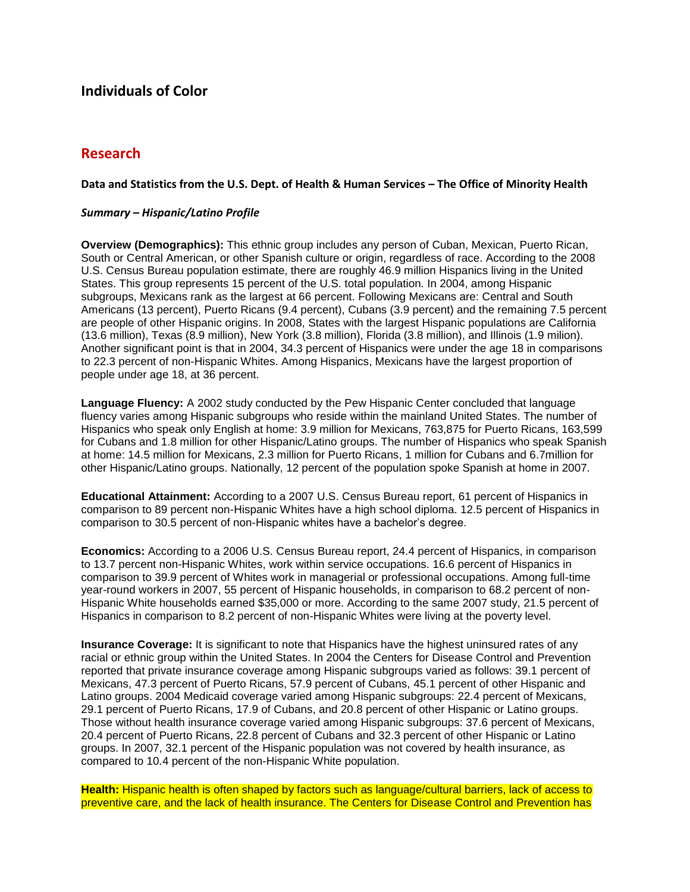## Individuals of Color

## Research

**Data and Statistics from the U.S. Dept. of Health & Human Services – The Office of Minority Health**

***Summary – Hispanic/Latino Profile***

**Overview (Demographics):** This ethnic group includes any person of Cuban, Mexican, Puerto Rican, South or Central American, or other Spanish culture or origin, regardless of race. According to the 2008 U.S. Census Bureau population estimate, there are roughly 46.9 million Hispanics living in the United States. This group represents 15 percent of the U.S. total population. In 2004, among Hispanic subgroups, Mexicans rank as the largest at 66 percent. Following Mexicans are: Central and South Americans (13 percent), Puerto Ricans (9.4 percent), Cubans (3.9 percent) and the remaining 7.5 percent are people of other Hispanic origins. In 2008, States with the largest Hispanic populations are California (13.6 million), Texas (8.9 million), New York (3.8 million), Florida (3.8 million), and Illinois (1.9 milion). Another significant point is that in 2004, 34.3 percent of Hispanics were under the age 18 in comparisons to 22.3 percent of non-Hispanic Whites. Among Hispanics, Mexicans have the largest proportion of people under age 18, at 36 percent.

**Language Fluency:** A 2002 study conducted by the Pew Hispanic Center concluded that language fluency varies among Hispanic subgroups who reside within the mainland United States. The number of Hispanics who speak only English at home: 3.9 million for Mexicans, 763,875 for Puerto Ricans, 163,599 for Cubans and 1.8 million for other Hispanic/Latino groups. The number of Hispanics who speak Spanish at home: 14.5 million for Mexicans, 2.3 million for Puerto Ricans, 1 million for Cubans and 6.7million for other Hispanic/Latino groups. Nationally, 12 percent of the population spoke Spanish at home in 2007.

**Educational Attainment:** According to a 2007 U.S. Census Bureau report, 61 percent of Hispanics in comparison to 89 percent non-Hispanic Whites have a high school diploma. 12.5 percent of Hispanics in comparison to 30.5 percent of non-Hispanic whites have a bachelor's degree.

**Economics:** According to a 2006 U.S. Census Bureau report, 24.4 percent of Hispanics, in comparison to 13.7 percent non-Hispanic Whites, work within service occupations. 16.6 percent of Hispanics in comparison to 39.9 percent of Whites work in managerial or professional occupations. Among full-time year-round workers in 2007, 55 percent of Hispanic households, in comparison to 68.2 percent of non-Hispanic White households earned $35,000 or more. According to the same 2007 study, 21.5 percent of Hispanics in comparison to 8.2 percent of non-Hispanic Whites were living at the poverty level.

**Insurance Coverage:** It is significant to note that Hispanics have the highest uninsured rates of any racial or ethnic group within the United States. In 2004 the Centers for Disease Control and Prevention reported that private insurance coverage among Hispanic subgroups varied as follows: 39.1 percent of Mexicans, 47.3 percent of Puerto Ricans, 57.9 percent of Cubans, 45.1 percent of other Hispanic and Latino groups. 2004 Medicaid coverage varied among Hispanic subgroups: 22.4 percent of Mexicans, 29.1 percent of Puerto Ricans, 17.9 of Cubans, and 20.8 percent of other Hispanic or Latino groups. Those without health insurance coverage varied among Hispanic subgroups: 37.6 percent of Mexicans, 20.4 percent of Puerto Ricans, 22.8 percent of Cubans and 32.3 percent of other Hispanic or Latino groups. In 2007, 32.1 percent of the Hispanic population was not covered by health insurance, as compared to 10.4 percent of the non-Hispanic White population.

**Health:** Hispanic health is often shaped by factors such as language/cultural barriers, lack of access to preventive care, and the lack of health insurance. The Centers for Disease Control and Prevention has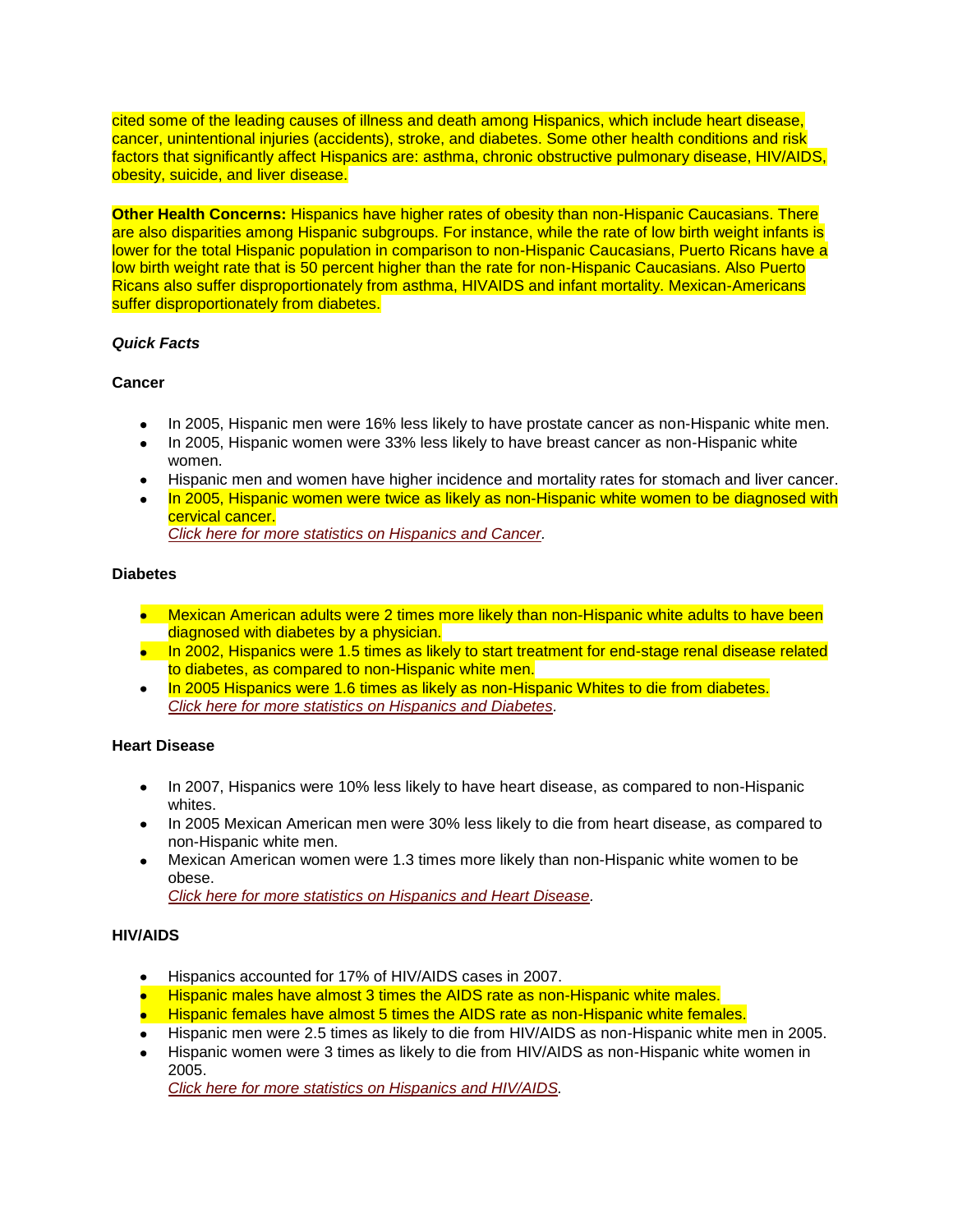cited some of the leading causes of illness and death among Hispanics, which include heart disease, cancer, unintentional injuries (accidents), stroke, and diabetes. Some other health conditions and risk factors that significantly affect Hispanics are: asthma, chronic obstructive pulmonary disease, HIV/AIDS, obesity, suicide, and liver disease.

**Other Health Concerns:** Hispanics have higher rates of obesity than non-Hispanic Caucasians. There are also disparities among Hispanic subgroups. For instance, while the rate of low birth weight infants is lower for the total Hispanic population in comparison to non-Hispanic Caucasians, Puerto Ricans have a low birth weight rate that is 50 percent higher than the rate for non-Hispanic Caucasians. Also Puerto Ricans also suffer disproportionately from asthma, HIVAIDS and infant mortality. Mexican-Americans suffer disproportionately from diabetes.

***Quick Facts***

**Cancer**

- In 2005, Hispanic men were 16% less likely to have prostate cancer as non-Hispanic white men.
- In 2005, Hispanic women were 33% less likely to have breast cancer as non-Hispanic white women.
- Hispanic men and women have higher incidence and mortality rates for stomach and liver cancer.
- In 2005, Hispanic women were twice as likely as non-Hispanic white women to be diagnosed with cervical cancer.
  *Click here for more statistics on Hispanics and Cancer*.

**Diabetes**

- Mexican American adults were 2 times more likely than non-Hispanic white adults to have been diagnosed with diabetes by a physician.
- In 2002, Hispanics were 1.5 times as likely to start treatment for end-stage renal disease related to diabetes, as compared to non-Hispanic white men.
- In 2005 Hispanics were 1.6 times as likely as non-Hispanic Whites to die from diabetes.
  *Click here for more statistics on Hispanics and Diabetes*.

**Heart Disease**

- In 2007, Hispanics were 10% less likely to have heart disease, as compared to non-Hispanic whites.
- In 2005 Mexican American men were 30% less likely to die from heart disease, as compared to non-Hispanic white men.
- Mexican American women were 1.3 times more likely than non-Hispanic white women to be obese.
  *Click here for more statistics on Hispanics and Heart Disease*.

**HIV/AIDS**

- Hispanics accounted for 17% of HIV/AIDS cases in 2007.
- Hispanic males have almost 3 times the AIDS rate as non-Hispanic white males.
- Hispanic females have almost 5 times the AIDS rate as non-Hispanic white females.
- Hispanic men were 2.5 times as likely to die from HIV/AIDS as non-Hispanic white men in 2005.
- Hispanic women were 3 times as likely to die from HIV/AIDS as non-Hispanic white women in 2005.
  *Click here for more statistics on Hispanics and HIV/AIDS*.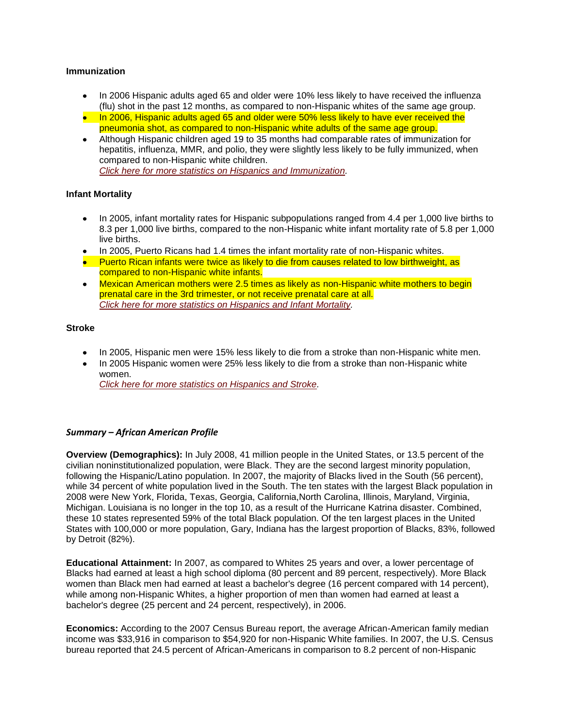**Immunization**

- In 2006 Hispanic adults aged 65 and older were 10% less likely to have received the influenza (flu) shot in the past 12 months, as compared to non-Hispanic whites of the same age group.
- In 2006, Hispanic adults aged 65 and older were 50% less likely to have ever received the pneumonia shot, as compared to non-Hispanic white adults of the same age group.
- Although Hispanic children aged 19 to 35 months had comparable rates of immunization for hepatitis, influenza, MMR, and polio, they were slightly less likely to be fully immunized, when compared to non-Hispanic white children.
  *Click here for more statistics on Hispanics and Immunization.*

**Infant Mortality**

- In 2005, infant mortality rates for Hispanic subpopulations ranged from 4.4 per 1,000 live births to 8.3 per 1,000 live births, compared to the non-Hispanic white infant mortality rate of 5.8 per 1,000 live births.
- In 2005, Puerto Ricans had 1.4 times the infant mortality rate of non-Hispanic whites.
- Puerto Rican infants were twice as likely to die from causes related to low birthweight, as compared to non-Hispanic white infants.
- Mexican American mothers were 2.5 times as likely as non-Hispanic white mothers to begin prenatal care in the 3rd trimester, or not receive prenatal care at all.
  *Click here for more statistics on Hispanics and Infant Mortality.*

**Stroke**

- In 2005, Hispanic men were 15% less likely to die from a stroke than non-Hispanic white men.
- In 2005 Hispanic women were 25% less likely to die from a stroke than non-Hispanic white women.
  *Click here for more statistics on Hispanics and Stroke.*

***Summary – African American Profile***

**Overview (Demographics):** In July 2008, 41 million people in the United States, or 13.5 percent of the civilian noninstitutionalized population, were Black. They are the second largest minority population, following the Hispanic/Latino population. In 2007, the majority of Blacks lived in the South (56 percent), while 34 percent of white population lived in the South. The ten states with the largest Black population in 2008 were New York, Florida, Texas, Georgia, California,North Carolina, Illinois, Maryland, Virginia, Michigan. Louisiana is no longer in the top 10, as a result of the Hurricane Katrina disaster. Combined, these 10 states represented 59% of the total Black population. Of the ten largest places in the United States with 100,000 or more population, Gary, Indiana has the largest proportion of Blacks, 83%, followed by Detroit (82%).

**Educational Attainment:** In 2007, as compared to Whites 25 years and over, a lower percentage of Blacks had earned at least a high school diploma (80 percent and 89 percent, respectively). More Black women than Black men had earned at least a bachelor's degree (16 percent compared with 14 percent), while among non-Hispanic Whites, a higher proportion of men than women had earned at least a bachelor's degree (25 percent and 24 percent, respectively), in 2006.

**Economics:** According to the 2007 Census Bureau report, the average African-American family median income was $33,916 in comparison to $54,920 for non-Hispanic White families. In 2007, the U.S. Census bureau reported that 24.5 percent of African-Americans in comparison to 8.2 percent of non-Hispanic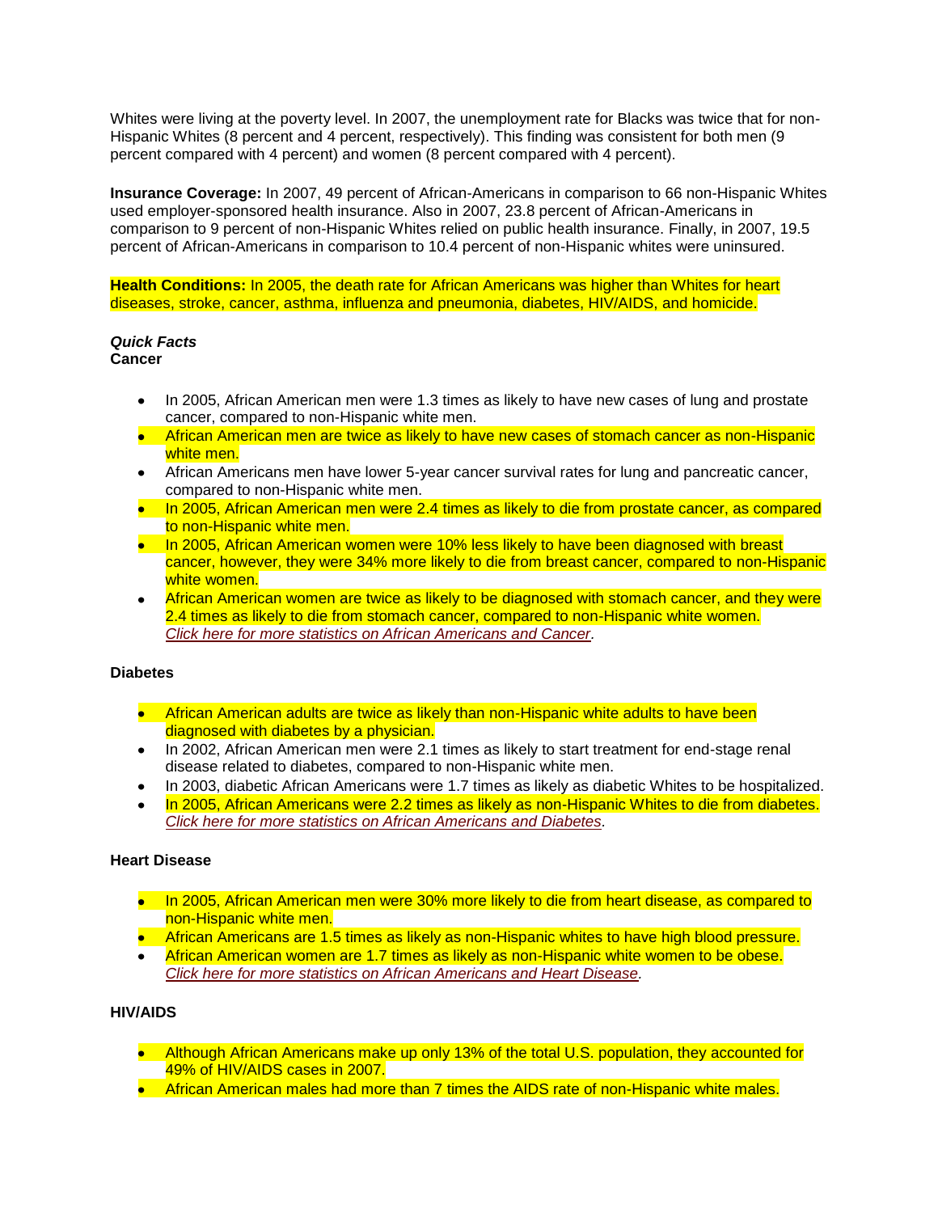Whites were living at the poverty level. In 2007, the unemployment rate for Blacks was twice that for non-Hispanic Whites (8 percent and 4 percent, respectively). This finding was consistent for both men (9 percent compared with 4 percent) and women (8 percent compared with 4 percent).

**Insurance Coverage:** In 2007, 49 percent of African-Americans in comparison to 66 non-Hispanic Whites used employer-sponsored health insurance. Also in 2007, 23.8 percent of African-Americans in comparison to 9 percent of non-Hispanic Whites relied on public health insurance. Finally, in 2007, 19.5 percent of African-Americans in comparison to 10.4 percent of non-Hispanic whites were uninsured.

**Health Conditions:** In 2005, the death rate for African Americans was higher than Whites for heart diseases, stroke, cancer, asthma, influenza and pneumonia, diabetes, HIV/AIDS, and homicide.

***Quick Facts***
**Cancer**

- In 2005, African American men were 1.3 times as likely to have new cases of lung and prostate cancer, compared to non-Hispanic white men.
- African American men are twice as likely to have new cases of stomach cancer as non-Hispanic white men.
- African Americans men have lower 5-year cancer survival rates for lung and pancreatic cancer, compared to non-Hispanic white men.
- In 2005, African American men were 2.4 times as likely to die from prostate cancer, as compared to non-Hispanic white men.
- In 2005, African American women were 10% less likely to have been diagnosed with breast cancer, however, they were 34% more likely to die from breast cancer, compared to non-Hispanic white women.
- African American women are twice as likely to be diagnosed with stomach cancer, and they were 2.4 times as likely to die from stomach cancer, compared to non-Hispanic white women. *Click here for more statistics on African Americans and Cancer.*

**Diabetes**

- African American adults are twice as likely than non-Hispanic white adults to have been diagnosed with diabetes by a physician.
- In 2002, African American men were 2.1 times as likely to start treatment for end-stage renal disease related to diabetes, compared to non-Hispanic white men.
- In 2003, diabetic African Americans were 1.7 times as likely as diabetic Whites to be hospitalized.
- In 2005, African Americans were 2.2 times as likely as non-Hispanic Whites to die from diabetes. *Click here for more statistics on African Americans and Diabetes*.

**Heart Disease**

- In 2005, African American men were 30% more likely to die from heart disease, as compared to non-Hispanic white men.
- African Americans are 1.5 times as likely as non-Hispanic whites to have high blood pressure.
- African American women are 1.7 times as likely as non-Hispanic white women to be obese. *Click here for more statistics on African Americans and Heart Disease.*

**HIV/AIDS**

- Although African Americans make up only 13% of the total U.S. population, they accounted for 49% of HIV/AIDS cases in 2007.
- African American males had more than 7 times the AIDS rate of non-Hispanic white males.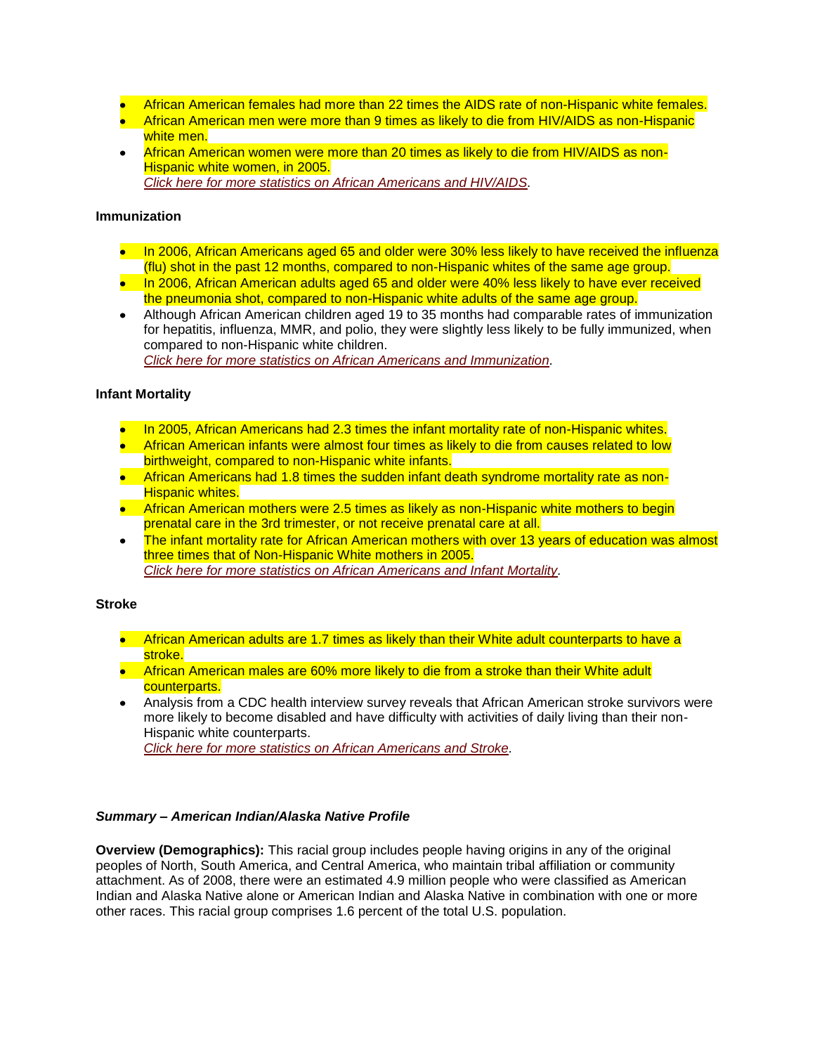- African American females had more than 22 times the AIDS rate of non-Hispanic white females.
- African American men were more than 9 times as likely to die from HIV/AIDS as non-Hispanic white men.
- African American women were more than 20 times as likely to die from HIV/AIDS as non-Hispanic white women, in 2005.
  *Click here for more statistics on African Americans and HIV/AIDS*.

**Immunization**

- In 2006, African Americans aged 65 and older were 30% less likely to have received the influenza (flu) shot in the past 12 months, compared to non-Hispanic whites of the same age group.
- In 2006, African American adults aged 65 and older were 40% less likely to have ever received the pneumonia shot, compared to non-Hispanic white adults of the same age group.
- Although African American children aged 19 to 35 months had comparable rates of immunization for hepatitis, influenza, MMR, and polio, they were slightly less likely to be fully immunized, when compared to non-Hispanic white children.
  *Click here for more statistics on African Americans and Immunization*.

**Infant Mortality**

- In 2005, African Americans had 2.3 times the infant mortality rate of non-Hispanic whites.
- African American infants were almost four times as likely to die from causes related to low birthweight, compared to non-Hispanic white infants.
- African Americans had 1.8 times the sudden infant death syndrome mortality rate as non-Hispanic whites.
- African American mothers were 2.5 times as likely as non-Hispanic white mothers to begin prenatal care in the 3rd trimester, or not receive prenatal care at all.
- The infant mortality rate for African American mothers with over 13 years of education was almost three times that of Non-Hispanic White mothers in 2005.
  *Click here for more statistics on African Americans and Infant Mortality*.

**Stroke**

- African American adults are 1.7 times as likely than their White adult counterparts to have a stroke.
- African American males are 60% more likely to die from a stroke than their White adult counterparts.
- Analysis from a CDC health interview survey reveals that African American stroke survivors were more likely to become disabled and have difficulty with activities of daily living than their non-Hispanic white counterparts.
  *Click here for more statistics on African Americans and Stroke*.

***Summary – American Indian/Alaska Native Profile***

**Overview (Demographics):** This racial group includes people having origins in any of the original peoples of North, South America, and Central America, who maintain tribal affiliation or community attachment. As of 2008, there were an estimated 4.9 million people who were classified as American Indian and Alaska Native alone or American Indian and Alaska Native in combination with one or more other races. This racial group comprises 1.6 percent of the total U.S. population.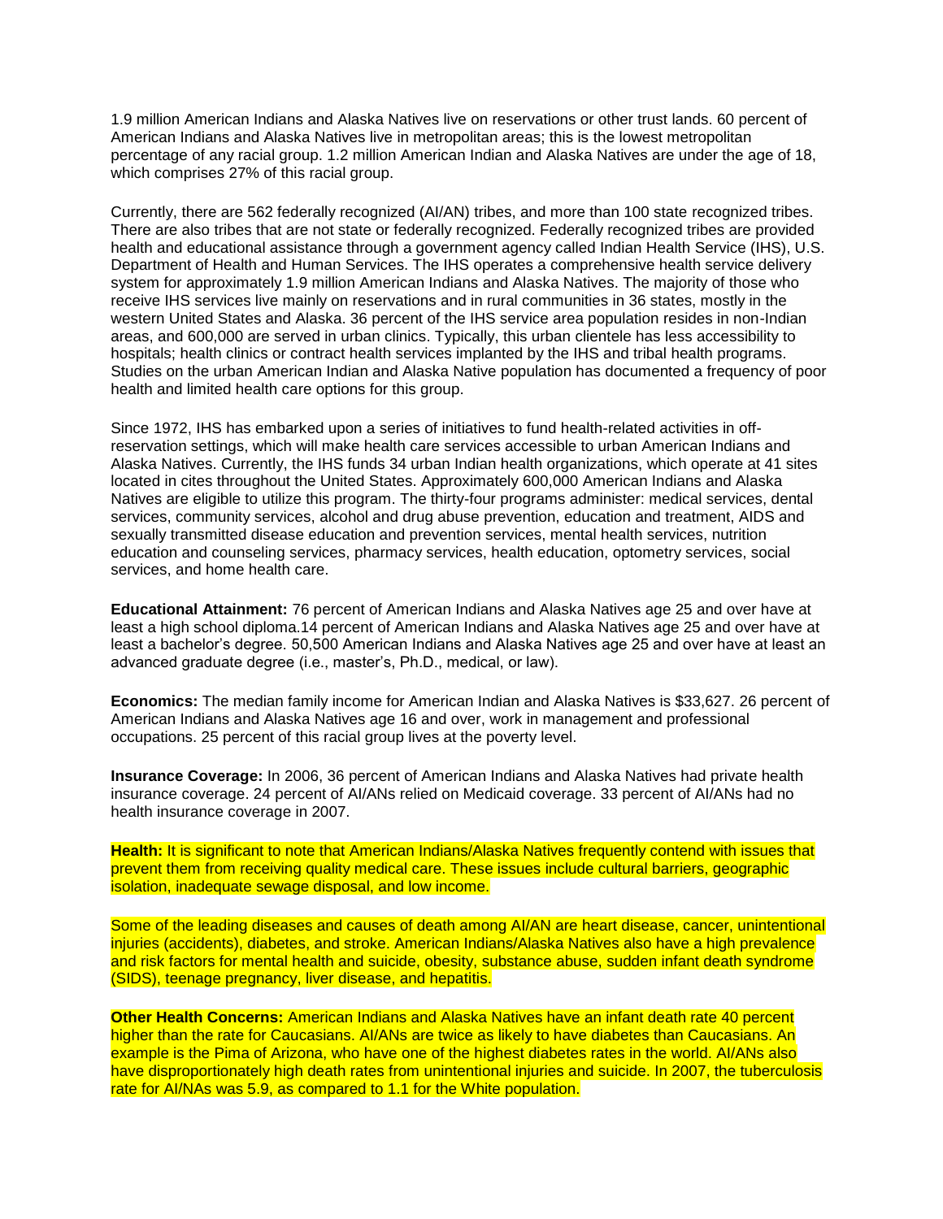1.9 million American Indians and Alaska Natives live on reservations or other trust lands. 60 percent of American Indians and Alaska Natives live in metropolitan areas; this is the lowest metropolitan percentage of any racial group. 1.2 million American Indian and Alaska Natives are under the age of 18, which comprises 27% of this racial group.

Currently, there are 562 federally recognized (AI/AN) tribes, and more than 100 state recognized tribes. There are also tribes that are not state or federally recognized. Federally recognized tribes are provided health and educational assistance through a government agency called Indian Health Service (IHS), U.S. Department of Health and Human Services. The IHS operates a comprehensive health service delivery system for approximately 1.9 million American Indians and Alaska Natives. The majority of those who receive IHS services live mainly on reservations and in rural communities in 36 states, mostly in the western United States and Alaska. 36 percent of the IHS service area population resides in non-Indian areas, and 600,000 are served in urban clinics. Typically, this urban clientele has less accessibility to hospitals; health clinics or contract health services implanted by the IHS and tribal health programs. Studies on the urban American Indian and Alaska Native population has documented a frequency of poor health and limited health care options for this group.

Since 1972, IHS has embarked upon a series of initiatives to fund health-related activities in off-reservation settings, which will make health care services accessible to urban American Indians and Alaska Natives. Currently, the IHS funds 34 urban Indian health organizations, which operate at 41 sites located in cites throughout the United States. Approximately 600,000 American Indians and Alaska Natives are eligible to utilize this program. The thirty-four programs administer: medical services, dental services, community services, alcohol and drug abuse prevention, education and treatment, AIDS and sexually transmitted disease education and prevention services, mental health services, nutrition education and counseling services, pharmacy services, health education, optometry services, social services, and home health care.

**Educational Attainment:** 76 percent of American Indians and Alaska Natives age 25 and over have at least a high school diploma.14 percent of American Indians and Alaska Natives age 25 and over have at least a bachelor's degree. 50,500 American Indians and Alaska Natives age 25 and over have at least an advanced graduate degree (i.e., master's, Ph.D., medical, or law).

**Economics:** The median family income for American Indian and Alaska Natives is $33,627. 26 percent of American Indians and Alaska Natives age 16 and over, work in management and professional occupations. 25 percent of this racial group lives at the poverty level.

**Insurance Coverage:** In 2006, 36 percent of American Indians and Alaska Natives had private health insurance coverage. 24 percent of AI/ANs relied on Medicaid coverage. 33 percent of AI/ANs had no health insurance coverage in 2007.

**Health:** It is significant to note that American Indians/Alaska Natives frequently contend with issues that prevent them from receiving quality medical care. These issues include cultural barriers, geographic isolation, inadequate sewage disposal, and low income.

Some of the leading diseases and causes of death among AI/AN are heart disease, cancer, unintentional injuries (accidents), diabetes, and stroke. American Indians/Alaska Natives also have a high prevalence and risk factors for mental health and suicide, obesity, substance abuse, sudden infant death syndrome (SIDS), teenage pregnancy, liver disease, and hepatitis.

**Other Health Concerns:** American Indians and Alaska Natives have an infant death rate 40 percent higher than the rate for Caucasians. AI/ANs are twice as likely to have diabetes than Caucasians. An example is the Pima of Arizona, who have one of the highest diabetes rates in the world. AI/ANs also have disproportionately high death rates from unintentional injuries and suicide. In 2007, the tuberculosis rate for AI/NAs was 5.9, as compared to 1.1 for the White population.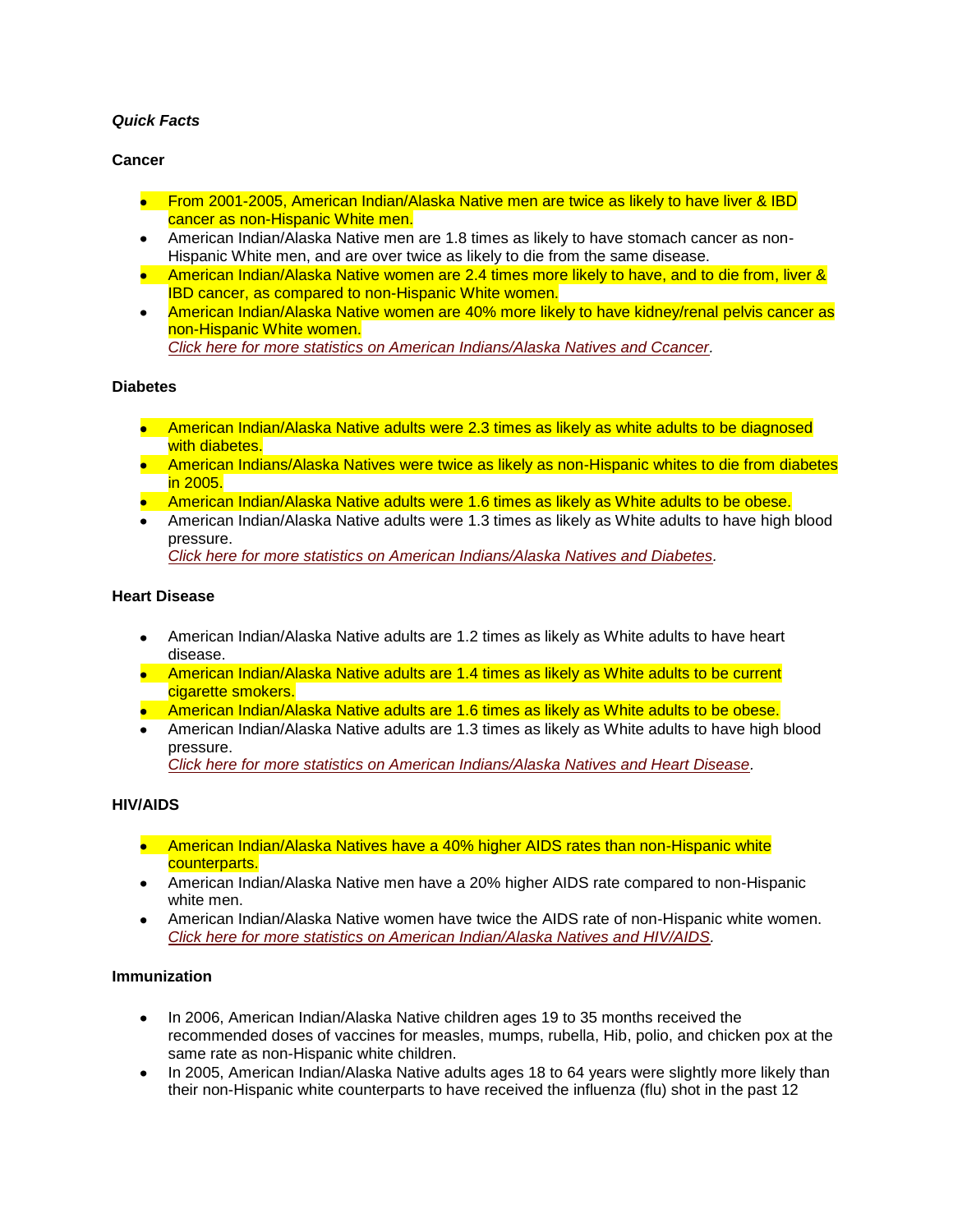***Quick Facts***

**Cancer**

- From 2001-2005, American Indian/Alaska Native men are twice as likely to have liver & IBD cancer as non-Hispanic White men.
- American Indian/Alaska Native men are 1.8 times as likely to have stomach cancer as non-Hispanic White men, and are over twice as likely to die from the same disease.
- American Indian/Alaska Native women are 2.4 times more likely to have, and to die from, liver & IBD cancer, as compared to non-Hispanic White women.
- American Indian/Alaska Native women are 40% more likely to have kidney/renal pelvis cancer as non-Hispanic White women.
  *Click here for more statistics on American Indians/Alaska Natives and Ccancer*.

**Diabetes**

- American Indian/Alaska Native adults were 2.3 times as likely as white adults to be diagnosed with diabetes.
- American Indians/Alaska Natives were twice as likely as non-Hispanic whites to die from diabetes in 2005.
- American Indian/Alaska Native adults were 1.6 times as likely as White adults to be obese.
- American Indian/Alaska Native adults were 1.3 times as likely as White adults to have high blood pressure.
  *Click here for more statistics on American Indians/Alaska Natives and Diabetes*.

**Heart Disease**

- American Indian/Alaska Native adults are 1.2 times as likely as White adults to have heart disease.
- American Indian/Alaska Native adults are 1.4 times as likely as White adults to be current cigarette smokers.
- American Indian/Alaska Native adults are 1.6 times as likely as White adults to be obese.
- American Indian/Alaska Native adults are 1.3 times as likely as White adults to have high blood pressure.
  *Click here for more statistics on American Indians/Alaska Natives and Heart Disease*.

**HIV/AIDS**

- American Indian/Alaska Natives have a 40% higher AIDS rates than non-Hispanic white counterparts.
- American Indian/Alaska Native men have a 20% higher AIDS rate compared to non-Hispanic white men.
- American Indian/Alaska Native women have twice the AIDS rate of non-Hispanic white women.
  *Click here for more statistics on American Indian/Alaska Natives and HIV/AIDS*.

**Immunization**

- In 2006, American Indian/Alaska Native children ages 19 to 35 months received the recommended doses of vaccines for measles, mumps, rubella, Hib, polio, and chicken pox at the same rate as non-Hispanic white children.
- In 2005, American Indian/Alaska Native adults ages 18 to 64 years were slightly more likely than their non-Hispanic white counterparts to have received the influenza (flu) shot in the past 12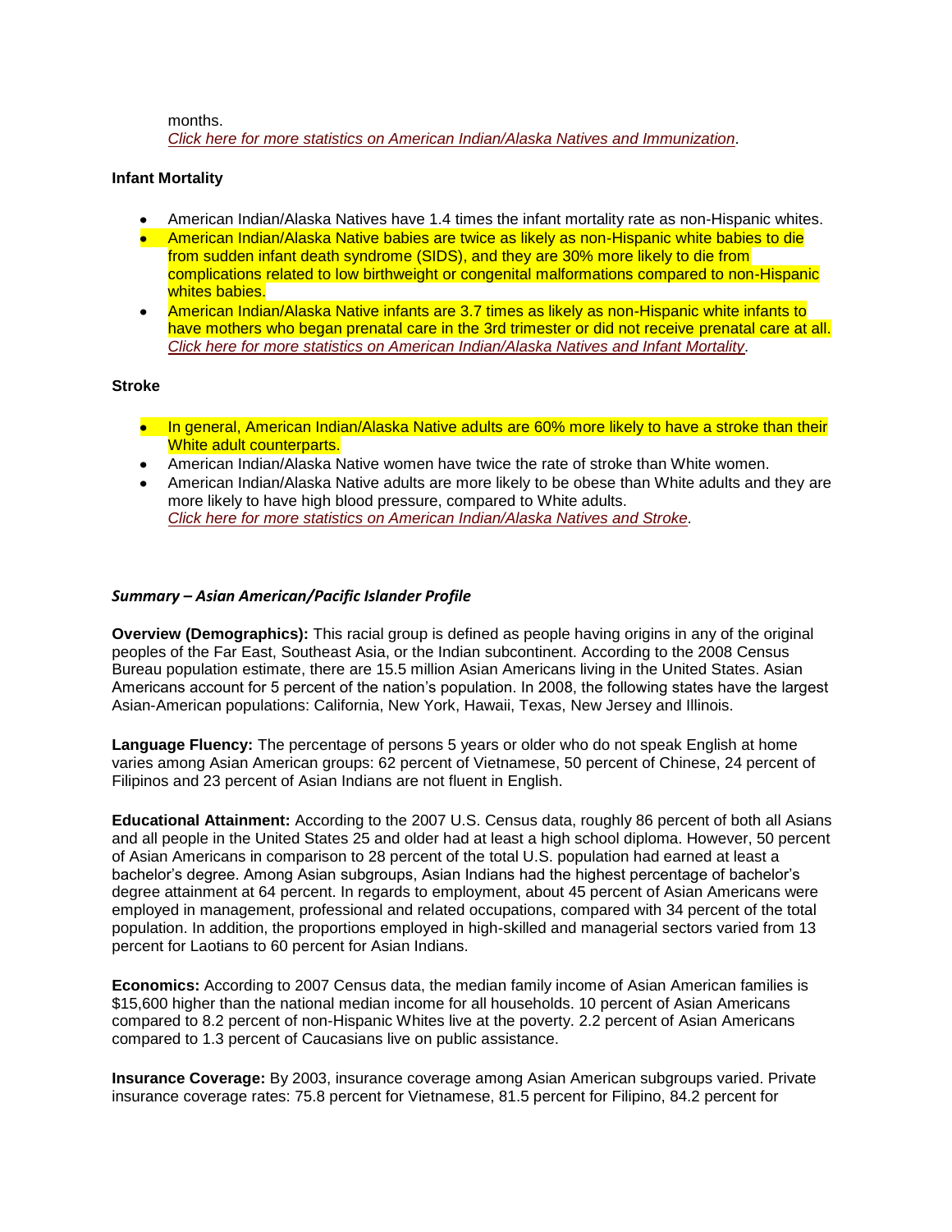months.
*Click here for more statistics on American Indian/Alaska Natives and Immunization*.

**Infant Mortality**

- American Indian/Alaska Natives have 1.4 times the infant mortality rate as non-Hispanic whites.
- American Indian/Alaska Native babies are twice as likely as non-Hispanic white babies to die from sudden infant death syndrome (SIDS), and they are 30% more likely to die from complications related to low birthweight or congenital malformations compared to non-Hispanic whites babies.
- American Indian/Alaska Native infants are 3.7 times as likely as non-Hispanic white infants to have mothers who began prenatal care in the 3rd trimester or did not receive prenatal care at all. *Click here for more statistics on American Indian/Alaska Natives and Infant Mortality*.

**Stroke**

- In general, American Indian/Alaska Native adults are 60% more likely to have a stroke than their White adult counterparts.
- American Indian/Alaska Native women have twice the rate of stroke than White women.
- American Indian/Alaska Native adults are more likely to be obese than White adults and they are more likely to have high blood pressure, compared to White adults. *Click here for more statistics on American Indian/Alaska Natives and Stroke*.

***Summary – Asian American/Pacific Islander Profile***

**Overview (Demographics):** This racial group is defined as people having origins in any of the original peoples of the Far East, Southeast Asia, or the Indian subcontinent. According to the 2008 Census Bureau population estimate, there are 15.5 million Asian Americans living in the United States. Asian Americans account for 5 percent of the nation's population. In 2008, the following states have the largest Asian-American populations: California, New York, Hawaii, Texas, New Jersey and Illinois.

**Language Fluency:** The percentage of persons 5 years or older who do not speak English at home varies among Asian American groups: 62 percent of Vietnamese, 50 percent of Chinese, 24 percent of Filipinos and 23 percent of Asian Indians are not fluent in English.

**Educational Attainment:** According to the 2007 U.S. Census data, roughly 86 percent of both all Asians and all people in the United States 25 and older had at least a high school diploma. However, 50 percent of Asian Americans in comparison to 28 percent of the total U.S. population had earned at least a bachelor's degree. Among Asian subgroups, Asian Indians had the highest percentage of bachelor's degree attainment at 64 percent. In regards to employment, about 45 percent of Asian Americans were employed in management, professional and related occupations, compared with 34 percent of the total population. In addition, the proportions employed in high-skilled and managerial sectors varied from 13 percent for Laotians to 60 percent for Asian Indians.

**Economics:** According to 2007 Census data, the median family income of Asian American families is $15,600 higher than the national median income for all households. 10 percent of Asian Americans compared to 8.2 percent of non-Hispanic Whites live at the poverty. 2.2 percent of Asian Americans compared to 1.3 percent of Caucasians live on public assistance.

**Insurance Coverage:** By 2003, insurance coverage among Asian American subgroups varied. Private insurance coverage rates: 75.8 percent for Vietnamese, 81.5 percent for Filipino, 84.2 percent for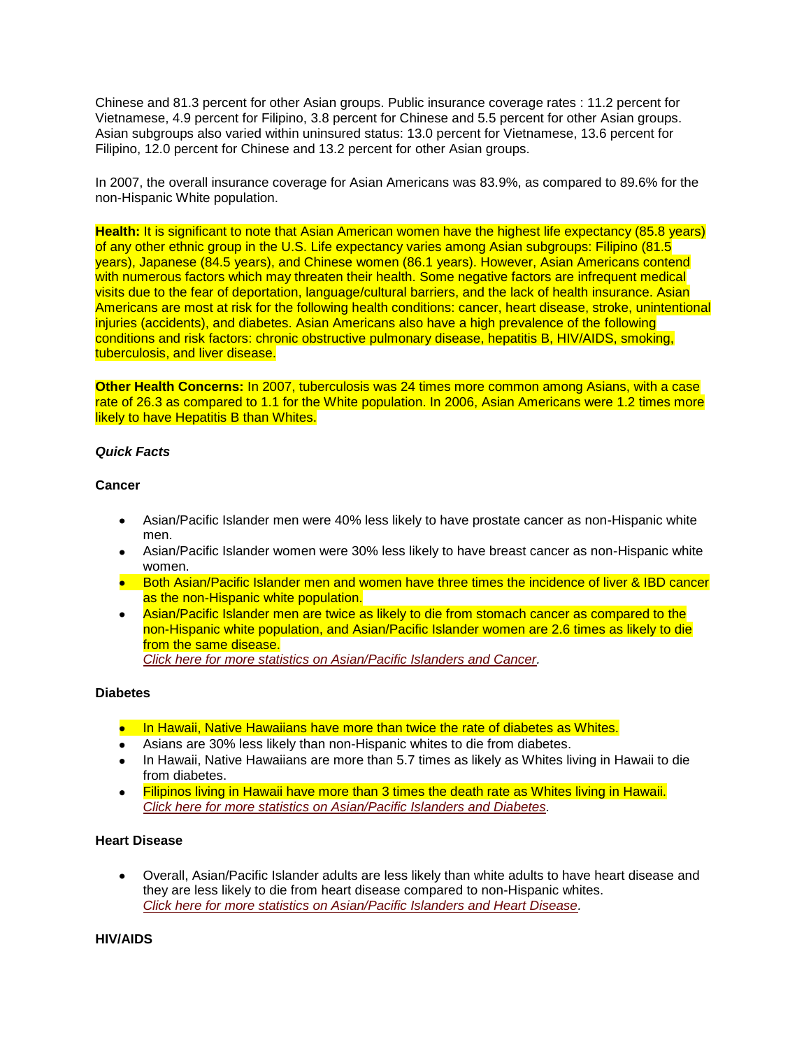Chinese and 81.3 percent for other Asian groups. Public insurance coverage rates : 11.2 percent for Vietnamese, 4.9 percent for Filipino, 3.8 percent for Chinese and 5.5 percent for other Asian groups. Asian subgroups also varied within uninsured status: 13.0 percent for Vietnamese, 13.6 percent for Filipino, 12.0 percent for Chinese and 13.2 percent for other Asian groups.

In 2007, the overall insurance coverage for Asian Americans was 83.9%, as compared to 89.6% for the non-Hispanic White population.

**Health:** It is significant to note that Asian American women have the highest life expectancy (85.8 years) of any other ethnic group in the U.S. Life expectancy varies among Asian subgroups: Filipino (81.5 years), Japanese (84.5 years), and Chinese women (86.1 years). However, Asian Americans contend with numerous factors which may threaten their health. Some negative factors are infrequent medical visits due to the fear of deportation, language/cultural barriers, and the lack of health insurance. Asian Americans are most at risk for the following health conditions: cancer, heart disease, stroke, unintentional injuries (accidents), and diabetes. Asian Americans also have a high prevalence of the following conditions and risk factors: chronic obstructive pulmonary disease, hepatitis B, HIV/AIDS, smoking, tuberculosis, and liver disease.

**Other Health Concerns:** In 2007, tuberculosis was 24 times more common among Asians, with a case rate of 26.3 as compared to 1.1 for the White population. In 2006, Asian Americans were 1.2 times more likely to have Hepatitis B than Whites.

***Quick Facts***

**Cancer**

- Asian/Pacific Islander men were 40% less likely to have prostate cancer as non-Hispanic white men.
- Asian/Pacific Islander women were 30% less likely to have breast cancer as non-Hispanic white women.
- Both Asian/Pacific Islander men and women have three times the incidence of liver & IBD cancer as the non-Hispanic white population.
- Asian/Pacific Islander men are twice as likely to die from stomach cancer as compared to the non-Hispanic white population, and Asian/Pacific Islander women are 2.6 times as likely to die from the same disease.
  *Click here for more statistics on Asian/Pacific Islanders and Cancer.*

**Diabetes**

- In Hawaii, Native Hawaiians have more than twice the rate of diabetes as Whites.
- Asians are 30% less likely than non-Hispanic whites to die from diabetes.
- In Hawaii, Native Hawaiians are more than 5.7 times as likely as Whites living in Hawaii to die from diabetes.
- Filipinos living in Hawaii have more than 3 times the death rate as Whites living in Hawaii.
  *Click here for more statistics on Asian/Pacific Islanders and Diabetes.*

**Heart Disease**

- Overall, Asian/Pacific Islander adults are less likely than white adults to have heart disease and they are less likely to die from heart disease compared to non-Hispanic whites.
  *Click here for more statistics on Asian/Pacific Islanders and Heart Disease.*

**HIV/AIDS**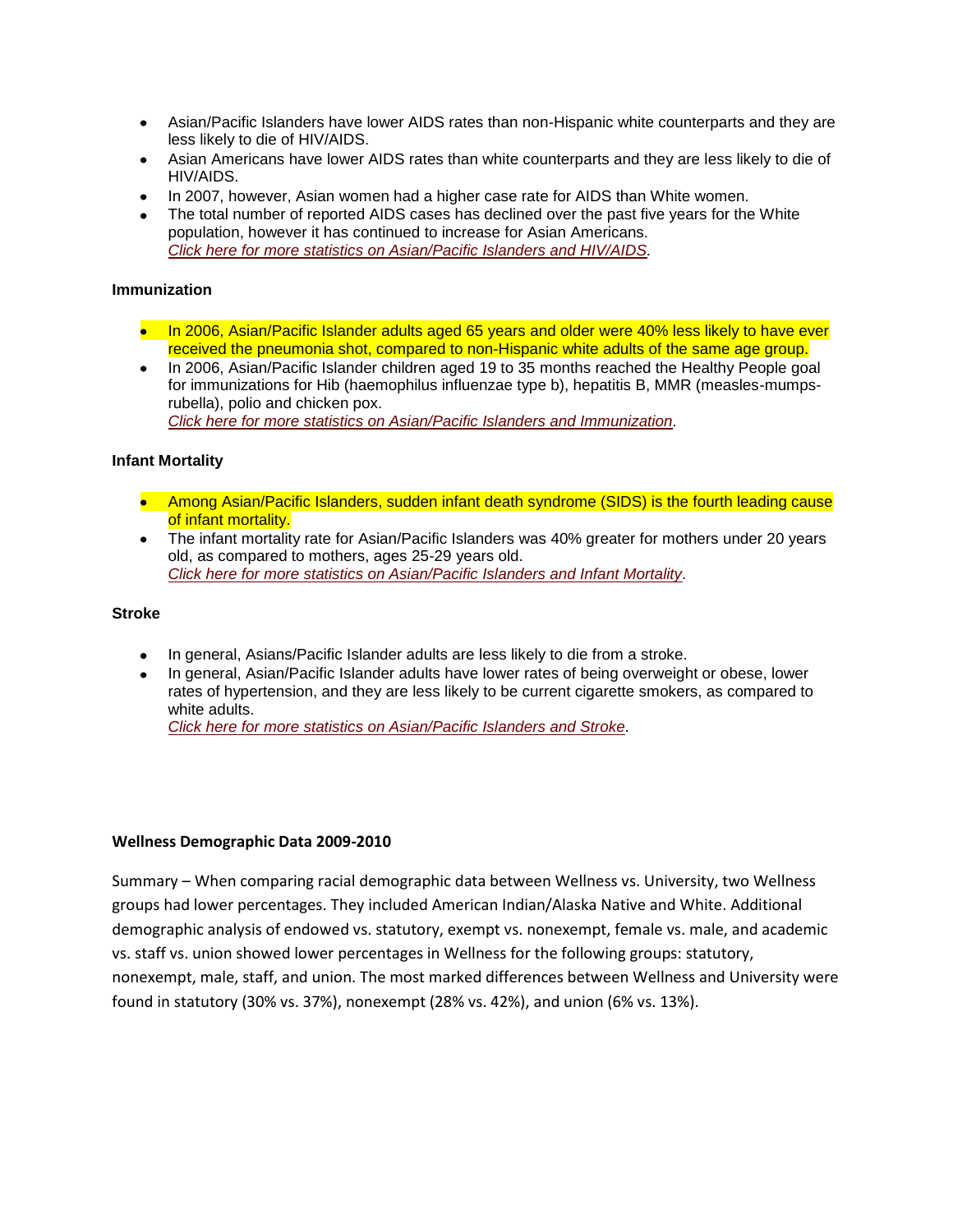- Asian/Pacific Islanders have lower AIDS rates than non-Hispanic white counterparts and they are less likely to die of HIV/AIDS.
- Asian Americans have lower AIDS rates than white counterparts and they are less likely to die of HIV/AIDS.
- In 2007, however, Asian women had a higher case rate for AIDS than White women.
- The total number of reported AIDS cases has declined over the past five years for the White population, however it has continued to increase for Asian Americans.  
  *Click here for more statistics on Asian/Pacific Islanders and HIV/AIDS.*

**Immunization**

- In 2006, Asian/Pacific Islander adults aged 65 years and older were 40% less likely to have ever received the pneumonia shot, compared to non-Hispanic white adults of the same age group.
- In 2006, Asian/Pacific Islander children aged 19 to 35 months reached the Healthy People goal for immunizations for Hib (haemophilus influenzae type b), hepatitis B, MMR (measles-mumps-rubella), polio and chicken pox.  
  *Click here for more statistics on Asian/Pacific Islanders and Immunization.*

**Infant Mortality**

- Among Asian/Pacific Islanders, sudden infant death syndrome (SIDS) is the fourth leading cause of infant mortality.
- The infant mortality rate for Asian/Pacific Islanders was 40% greater for mothers under 20 years old, as compared to mothers, ages 25-29 years old.  
  *Click here for more statistics on Asian/Pacific Islanders and Infant Mortality.*

**Stroke**

- In general, Asians/Pacific Islander adults are less likely to die from a stroke.
- In general, Asian/Pacific Islander adults have lower rates of being overweight or obese, lower rates of hypertension, and they are less likely to be current cigarette smokers, as compared to white adults.  
  *Click here for more statistics on Asian/Pacific Islanders and Stroke.*

**Wellness Demographic Data 2009-2010**

Summary – When comparing racial demographic data between Wellness vs. University, two Wellness groups had lower percentages. They included American Indian/Alaska Native and White. Additional demographic analysis of endowed vs. statutory, exempt vs. nonexempt, female vs. male, and academic vs. staff vs. union showed lower percentages in Wellness for the following groups: statutory, nonexempt, male, staff, and union. The most marked differences between Wellness and University were found in statutory (30% vs. 37%), nonexempt (28% vs. 42%), and union (6% vs. 13%).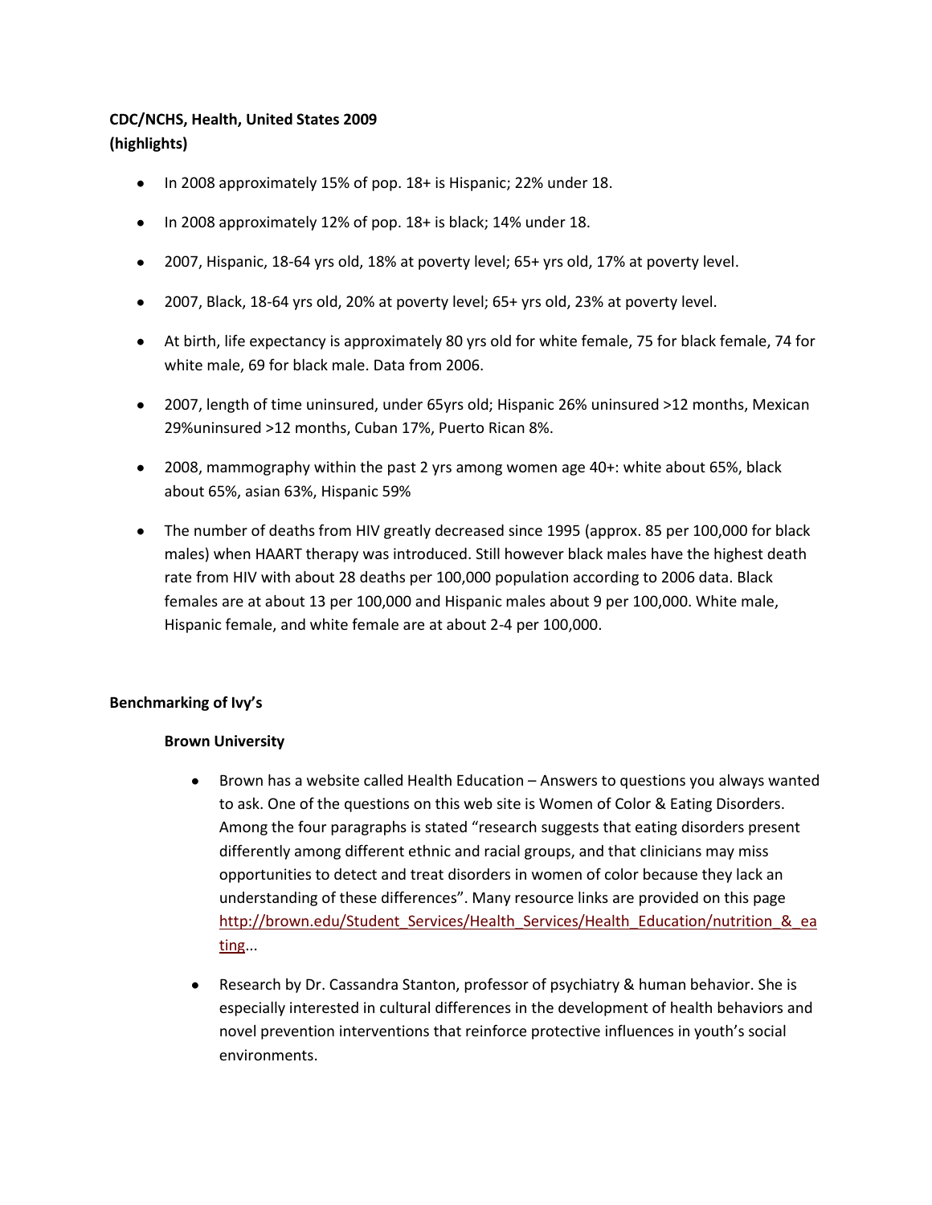**CDC/NCHS, Health, United States 2009**
**(highlights)**

- In 2008 approximately 15% of pop. 18+ is Hispanic; 22% under 18.
- In 2008 approximately 12% of pop. 18+ is black; 14% under 18.
- 2007, Hispanic, 18-64 yrs old, 18% at poverty level; 65+ yrs old, 17% at poverty level.
- 2007, Black, 18-64 yrs old, 20% at poverty level; 65+ yrs old, 23% at poverty level.
- At birth, life expectancy is approximately 80 yrs old for white female, 75 for black female, 74 for white male, 69 for black male. Data from 2006.
- 2007, length of time uninsured, under 65yrs old; Hispanic 26% uninsured >12 months, Mexican 29%uninsured >12 months, Cuban 17%, Puerto Rican 8%.
- 2008, mammography within the past 2 yrs among women age 40+: white about 65%, black about 65%, asian 63%, Hispanic 59%
- The number of deaths from HIV greatly decreased since 1995 (approx. 85 per 100,000 for black males) when HAART therapy was introduced. Still however black males have the highest death rate from HIV with about 28 deaths per 100,000 population according to 2006 data. Black females are at about 13 per 100,000 and Hispanic males about 9 per 100,000. White male, Hispanic female, and white female are at about 2-4 per 100,000.

**Benchmarking of Ivy's**

**Brown University**

- Brown has a website called Health Education – Answers to questions you always wanted to ask. One of the questions on this web site is Women of Color & Eating Disorders. Among the four paragraphs is stated "research suggests that eating disorders present differently among different ethnic and racial groups, and that clinicians may miss opportunities to detect and treat disorders in women of color because they lack an understanding of these differences". Many resource links are provided on this page http://brown.edu/Student_Services/Health_Services/Health_Education/nutrition_&_eating...
- Research by Dr. Cassandra Stanton, professor of psychiatry & human behavior. She is especially interested in cultural differences in the development of health behaviors and novel prevention interventions that reinforce protective influences in youth's social environments.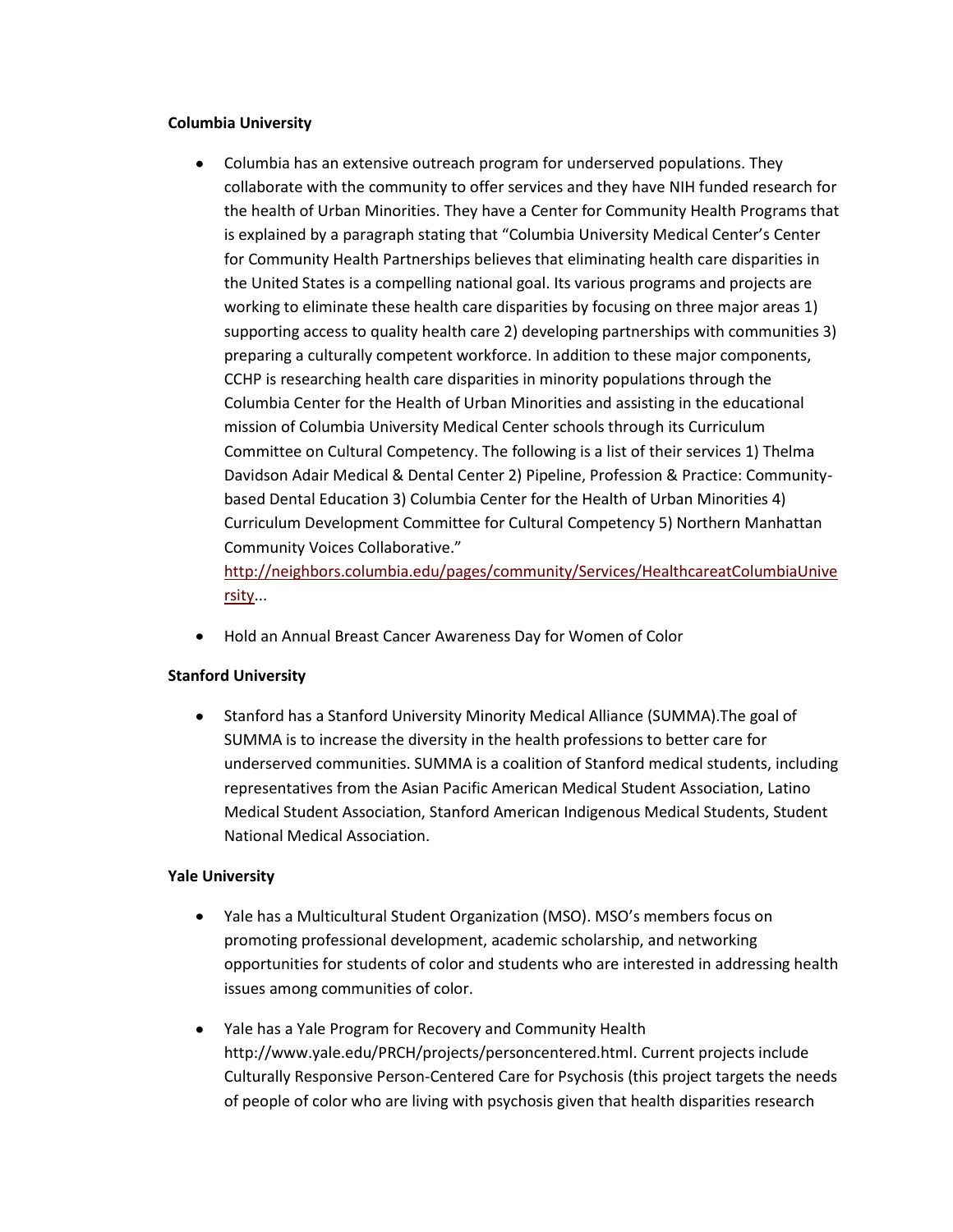**Columbia University**

- Columbia has an extensive outreach program for underserved populations. They collaborate with the community to offer services and they have NIH funded research for the health of Urban Minorities. They have a Center for Community Health Programs that is explained by a paragraph stating that "Columbia University Medical Center's Center for Community Health Partnerships believes that eliminating health care disparities in the United States is a compelling national goal. Its various programs and projects are working to eliminate these health care disparities by focusing on three major areas 1) supporting access to quality health care 2) developing partnerships with communities 3) preparing a culturally competent workforce. In addition to these major components, CCHP is researching health care disparities in minority populations through the Columbia Center for the Health of Urban Minorities and assisting in the educational mission of Columbia University Medical Center schools through its Curriculum Committee on Cultural Competency. The following is a list of their services 1) Thelma Davidson Adair Medical & Dental Center 2) Pipeline, Profession & Practice: Community-based Dental Education 3) Columbia Center for the Health of Urban Minorities 4) Curriculum Development Committee for Cultural Competency 5) Northern Manhattan Community Voices Collaborative." http://neighbors.columbia.edu/pages/community/Services/HealthcareatColumbiaUniversity...
- Hold an Annual Breast Cancer Awareness Day for Women of Color

**Stanford University**

- Stanford has a Stanford University Minority Medical Alliance (SUMMA).The goal of SUMMA is to increase the diversity in the health professions to better care for underserved communities. SUMMA is a coalition of Stanford medical students, including representatives from the Asian Pacific American Medical Student Association, Latino Medical Student Association, Stanford American Indigenous Medical Students, Student National Medical Association.

**Yale University**

- Yale has a Multicultural Student Organization (MSO). MSO's members focus on promoting professional development, academic scholarship, and networking opportunities for students of color and students who are interested in addressing health issues among communities of color.
- Yale has a Yale Program for Recovery and Community Health http://www.yale.edu/PRCH/projects/personcentered.html. Current projects include Culturally Responsive Person-Centered Care for Psychosis (this project targets the needs of people of color who are living with psychosis given that health disparities research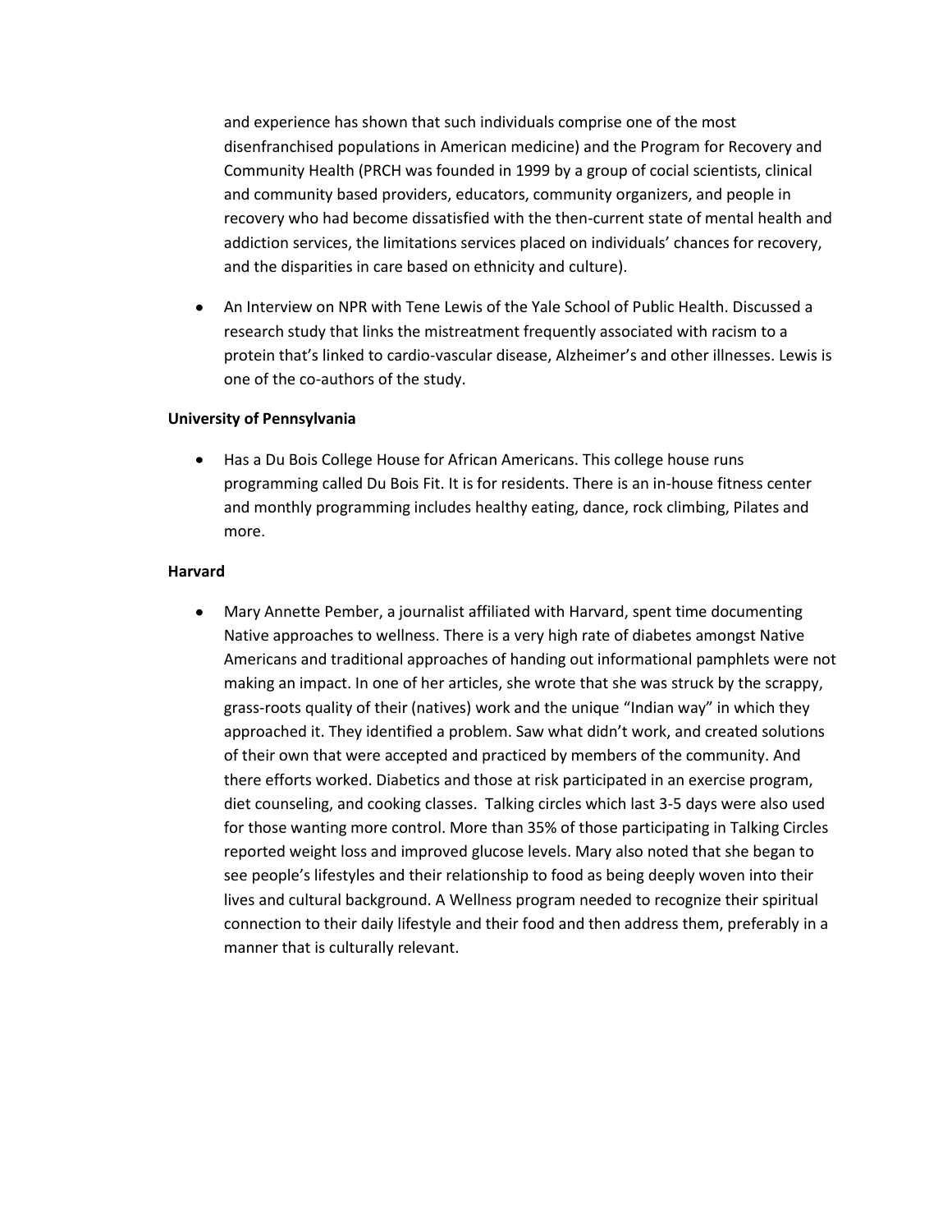and experience has shown that such individuals comprise one of the most disenfranchised populations in American medicine) and the Program for Recovery and Community Health (PRCH was founded in 1999 by a group of cocial scientists, clinical and community based providers, educators, community organizers, and people in recovery who had become dissatisfied with the then-current state of mental health and addiction services, the limitations services placed on individuals' chances for recovery, and the disparities in care based on ethnicity and culture).

- An Interview on NPR with Tene Lewis of the Yale School of Public Health. Discussed a research study that links the mistreatment frequently associated with racism to a protein that's linked to cardio-vascular disease, Alzheimer's and other illnesses. Lewis is one of the co-authors of the study.

**University of Pennsylvania**

- Has a Du Bois College House for African Americans. This college house runs programming called Du Bois Fit. It is for residents. There is an in-house fitness center and monthly programming includes healthy eating, dance, rock climbing, Pilates and more.

**Harvard**

- Mary Annette Pember, a journalist affiliated with Harvard, spent time documenting Native approaches to wellness. There is a very high rate of diabetes amongst Native Americans and traditional approaches of handing out informational pamphlets were not making an impact. In one of her articles, she wrote that she was struck by the scrappy, grass-roots quality of their (natives) work and the unique "Indian way" in which they approached it. They identified a problem. Saw what didn't work, and created solutions of their own that were accepted and practiced by members of the community. And there efforts worked. Diabetics and those at risk participated in an exercise program, diet counseling, and cooking classes. Talking circles which last 3-5 days were also used for those wanting more control. More than 35% of those participating in Talking Circles reported weight loss and improved glucose levels. Mary also noted that she began to see people's lifestyles and their relationship to food as being deeply woven into their lives and cultural background. A Wellness program needed to recognize their spiritual connection to their daily lifestyle and their food and then address them, preferably in a manner that is culturally relevant.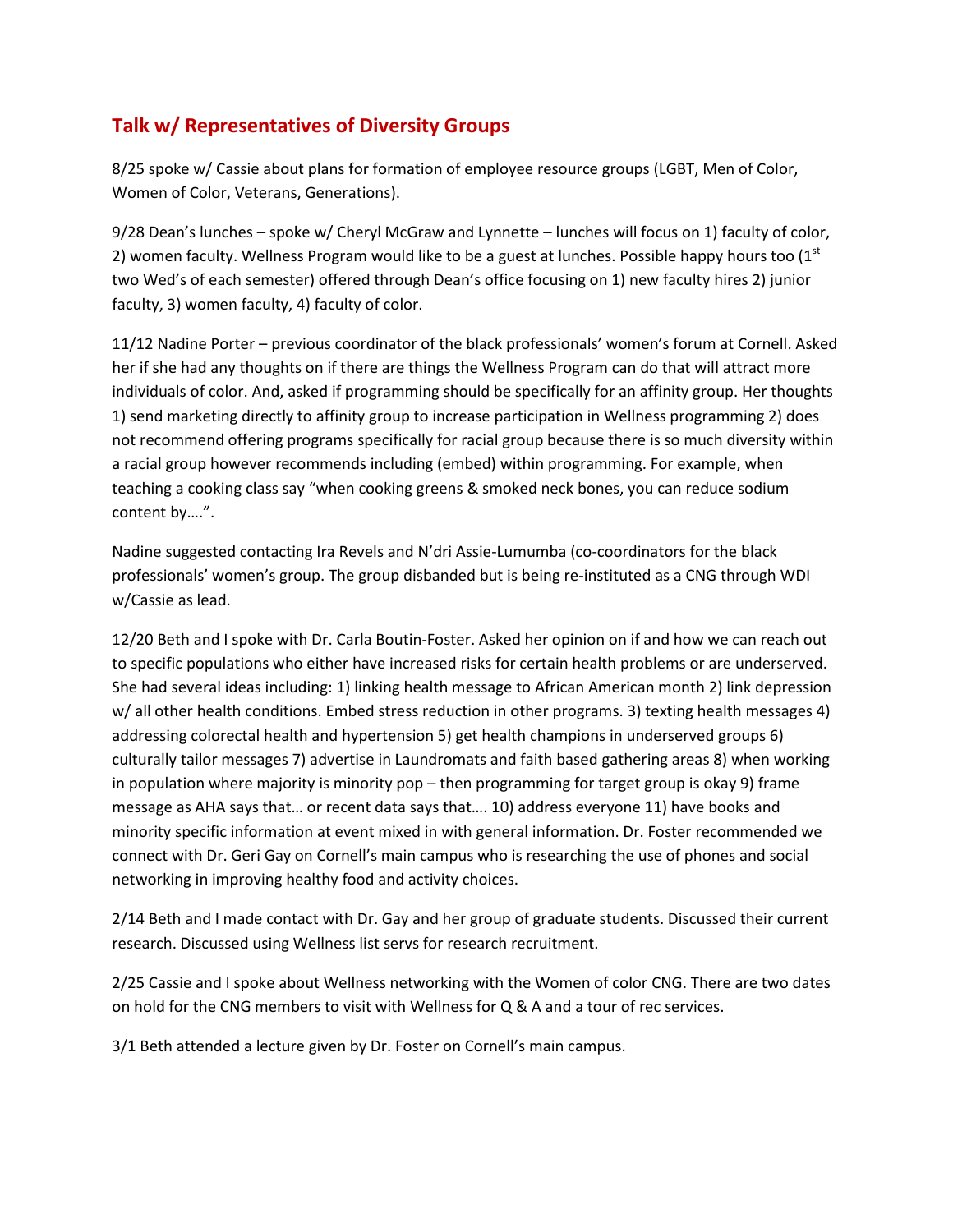## Talk w/ Representatives of Diversity Groups

8/25 spoke w/ Cassie about plans for formation of employee resource groups (LGBT, Men of Color, Women of Color, Veterans, Generations).

9/28 Dean's lunches – spoke w/ Cheryl McGraw and Lynnette – lunches will focus on 1) faculty of color, 2) women faculty. Wellness Program would like to be a guest at lunches. Possible happy hours too (1st two Wed's of each semester) offered through Dean's office focusing on 1) new faculty hires 2) junior faculty, 3) women faculty, 4) faculty of color.

11/12 Nadine Porter – previous coordinator of the black professionals' women's forum at Cornell. Asked her if she had any thoughts on if there are things the Wellness Program can do that will attract more individuals of color. And, asked if programming should be specifically for an affinity group. Her thoughts 1) send marketing directly to affinity group to increase participation in Wellness programming 2) does not recommend offering programs specifically for racial group because there is so much diversity within a racial group however recommends including (embed) within programming. For example, when teaching a cooking class say "when cooking greens & smoked neck bones, you can reduce sodium content by….".

Nadine suggested contacting Ira Revels and N'dri Assie-Lumumba (co-coordinators for the black professionals' women's group. The group disbanded but is being re-instituted as a CNG through WDI w/Cassie as lead.

12/20 Beth and I spoke with Dr. Carla Boutin-Foster. Asked her opinion on if and how we can reach out to specific populations who either have increased risks for certain health problems or are underserved. She had several ideas including: 1) linking health message to African American month 2) link depression w/ all other health conditions. Embed stress reduction in other programs. 3) texting health messages 4) addressing colorectal health and hypertension 5) get health champions in underserved groups 6) culturally tailor messages 7) advertise in Laundromats and faith based gathering areas 8) when working in population where majority is minority pop – then programming for target group is okay 9) frame message as AHA says that… or recent data says that…. 10) address everyone 11) have books and minority specific information at event mixed in with general information. Dr. Foster recommended we connect with Dr. Geri Gay on Cornell's main campus who is researching the use of phones and social networking in improving healthy food and activity choices.

2/14 Beth and I made contact with Dr. Gay and her group of graduate students. Discussed their current research. Discussed using Wellness list servs for research recruitment.

2/25 Cassie and I spoke about Wellness networking with the Women of color CNG. There are two dates on hold for the CNG members to visit with Wellness for Q & A and a tour of rec services.

3/1 Beth attended a lecture given by Dr. Foster on Cornell's main campus.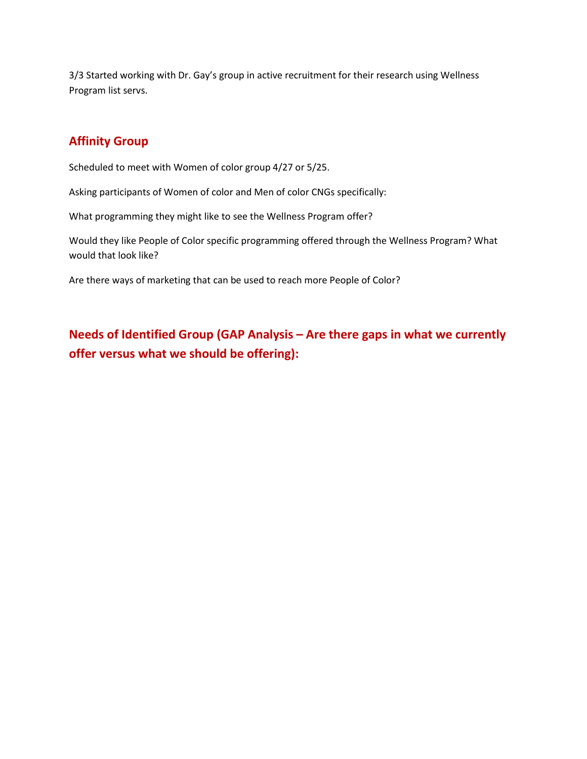3/3 Started working with Dr. Gay's group in active recruitment for their research using Wellness Program list servs.

## Affinity Group

Scheduled to meet with Women of color group 4/27 or 5/25.

Asking participants of Women of color and Men of color CNGs specifically:

What programming they might like to see the Wellness Program offer?

Would they like People of Color specific programming offered through the Wellness Program? What would that look like?

Are there ways of marketing that can be used to reach more People of Color?

## Needs of Identified Group (GAP Analysis – Are there gaps in what we currently offer versus what we should be offering):